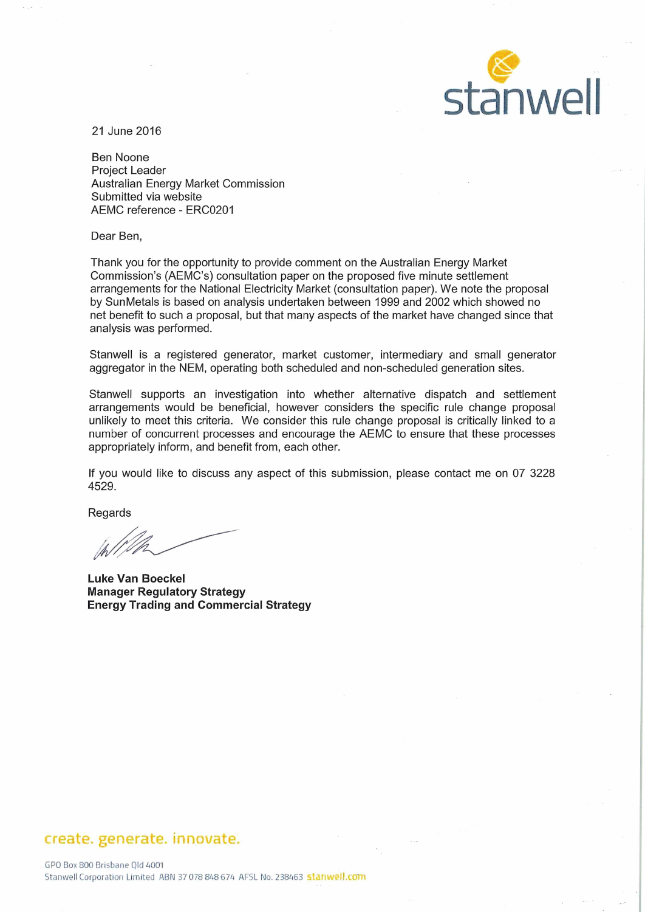21 June 2016

Ben Noone
Project Leader
Australian Energy Market Commission
Submitted via website
AEMC reference - ERC0201

Dear Ben,

Thank you for the opportunity to provide comment on the Australian Energy Market Commission's (AEMC's) consultation paper on the proposed five minute settlement arrangements for the National Electricity Market (consultation paper). We note the proposal by SunMetals is based on analysis undertaken between 1999 and 2002 which showed no net benefit to such a proposal, but that many aspects of the market have changed since that analysis was performed.

Stanwell is a registered generator, market customer, intermediary and small generator aggregator in the NEM, operating both scheduled and non-scheduled generation sites.

Stanwell supports an investigation into whether alternative dispatch and settlement arrangements would be beneficial, however considers the specific rule change proposal unlikely to meet this criteria. We consider this rule change proposal is critically linked to a number of concurrent processes and encourage the AEMC to ensure that these processes appropriately inform, and benefit from, each other.

If you would like to discuss any aspect of this submission, please contact me on 07 3228 4529.

Regards

**Luke Van Boeckel**
**Manager Regulatory Strategy**
**Energy Trading and Commercial Strategy**

create. generate. innovate.

GPO Box 800 Brisbane Qld 4001
Stanwell Corporation Limited ABN 37 078 848 674 AFSL No. 238463 stanwell.com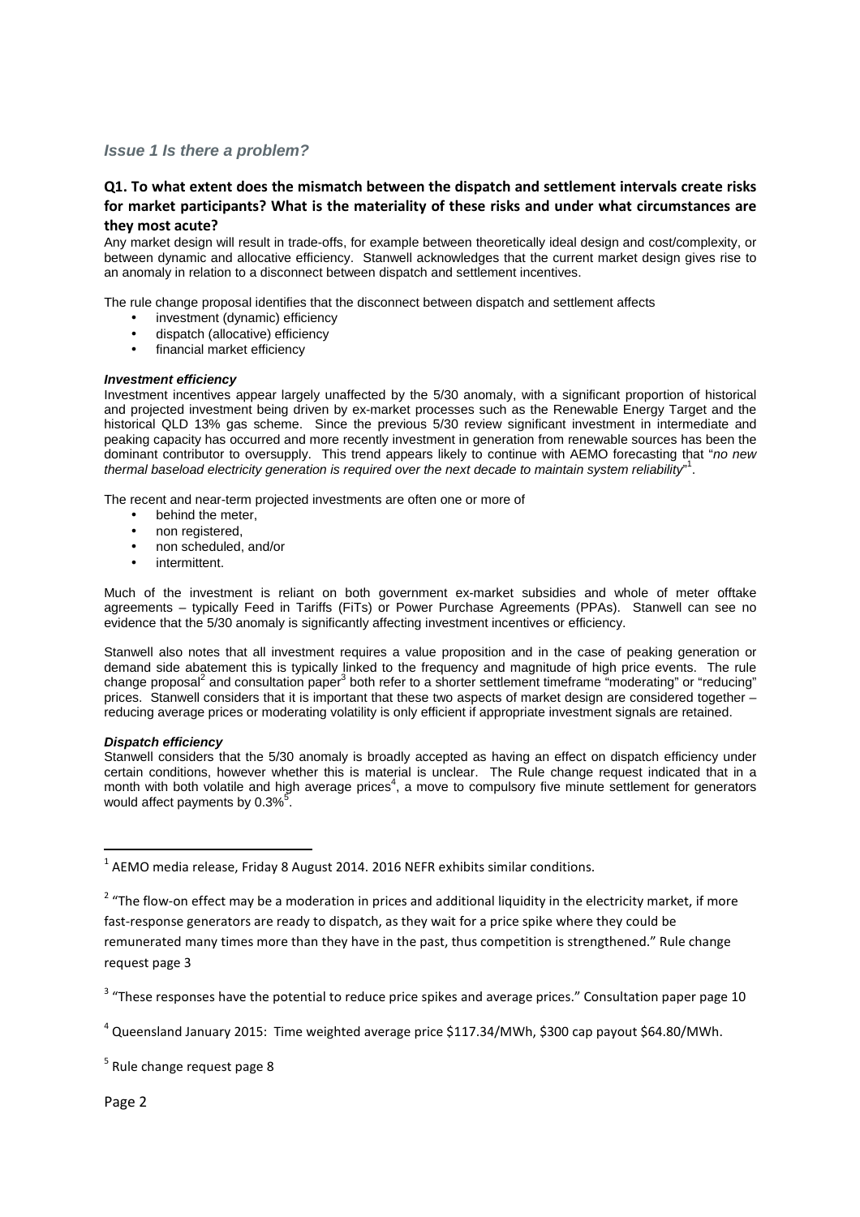### *Issue 1 Is there a problem?*

#### **Q1. To what extent does the mismatch between the dispatch and settlement intervals create risks for market participants? What is the materiality of these risks and under what circumstances are they most acute?**

Any market design will result in trade-offs, for example between theoretically ideal design and cost/complexity, or between dynamic and allocative efficiency. Stanwell acknowledges that the current market design gives rise to an anomaly in relation to a disconnect between dispatch and settlement incentives.

The rule change proposal identifies that the disconnect between dispatch and settlement affects

- investment (dynamic) efficiency
- dispatch (allocative) efficiency
- financial market efficiency

***Investment efficiency***

Investment incentives appear largely unaffected by the 5/30 anomaly, with a significant proportion of historical and projected investment being driven by ex-market processes such as the Renewable Energy Target and the historical QLD 13% gas scheme. Since the previous 5/30 review significant investment in intermediate and peaking capacity has occurred and more recently investment in generation from renewable sources has been the dominant contributor to oversupply. This trend appears likely to continue with AEMO forecasting that "*no new thermal baseload electricity generation is required over the next decade to maintain system reliability*"[1].

The recent and near-term projected investments are often one or more of

- behind the meter,
- non registered,
- non scheduled, and/or
- intermittent.

Much of the investment is reliant on both government ex-market subsidies and whole of meter offtake agreements – typically Feed in Tariffs (FiTs) or Power Purchase Agreements (PPAs). Stanwell can see no evidence that the 5/30 anomaly is significantly affecting investment incentives or efficiency.

Stanwell also notes that all investment requires a value proposition and in the case of peaking generation or demand side abatement this is typically linked to the frequency and magnitude of high price events. The rule change proposal[2] and consultation paper[3] both refer to a shorter settlement timeframe "moderating" or "reducing" prices. Stanwell considers that it is important that these two aspects of market design are considered together – reducing average prices or moderating volatility is only efficient if appropriate investment signals are retained.

***Dispatch efficiency***

Stanwell considers that the 5/30 anomaly is broadly accepted as having an effect on dispatch efficiency under certain conditions, however whether this is material is unclear. The Rule change request indicated that in a month with both volatile and high average prices[4], a move to compulsory five minute settlement for generators would affect payments by 0.3%[5].

---

[1] AEMO media release, Friday 8 August 2014. 2016 NEFR exhibits similar conditions.

[2] "The flow-on effect may be a moderation in prices and additional liquidity in the electricity market, if more fast-response generators are ready to dispatch, as they wait for a price spike where they could be remunerated many times more than they have in the past, thus competition is strengthened." Rule change request page 3

[3] "These responses have the potential to reduce price spikes and average prices." Consultation paper page 10

[4] Queensland January 2015: Time weighted average price \$117.34/MWh, \$300 cap payout \$64.80/MWh.

[5] Rule change request page 8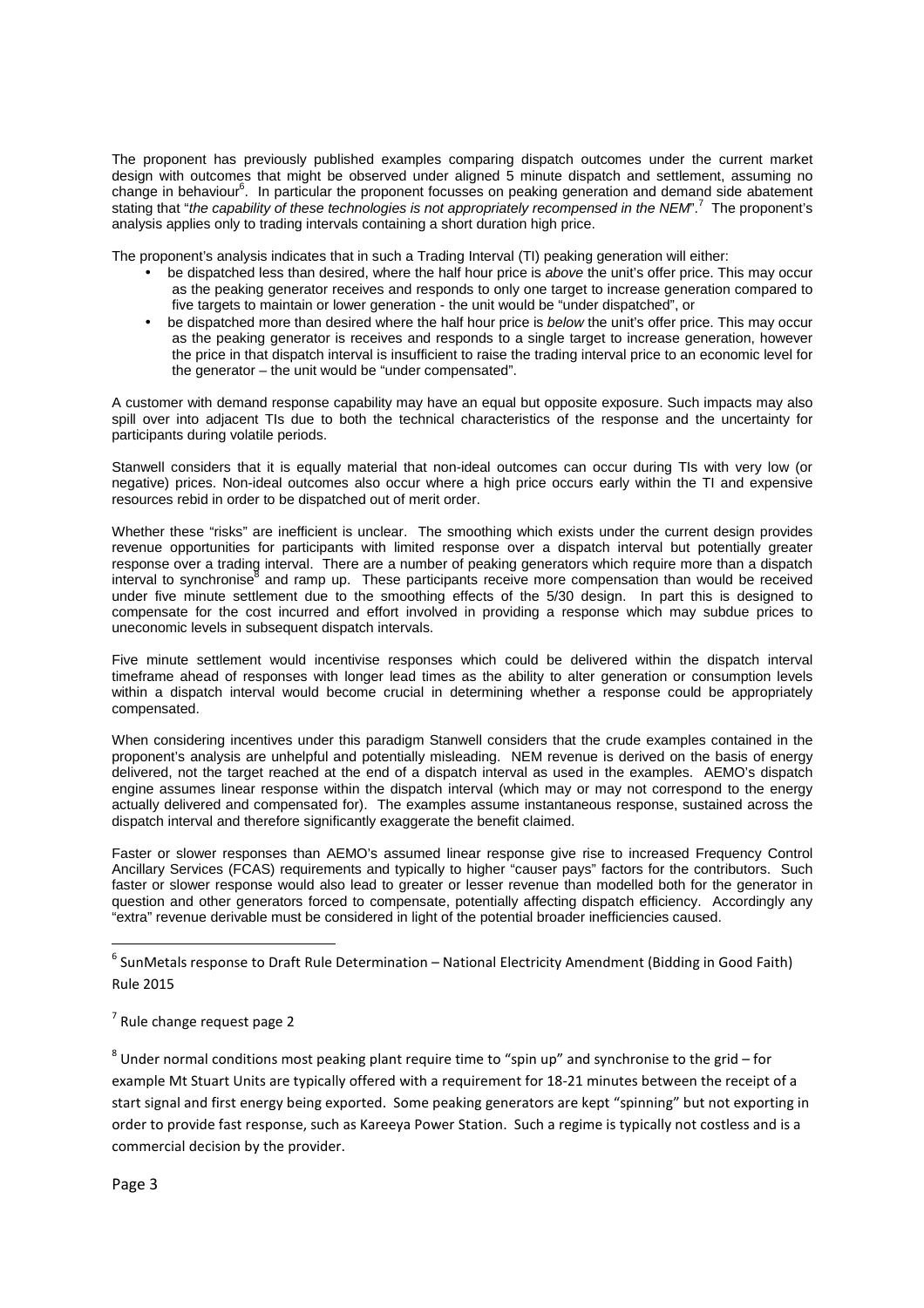The proponent has previously published examples comparing dispatch outcomes under the current market design with outcomes that might be observed under aligned 5 minute dispatch and settlement, assuming no change in behaviour[6]. In particular the proponent focusses on peaking generation and demand side abatement stating that "*the capability of these technologies is not appropriately recompensed in the NEM*".[7] The proponent's analysis applies only to trading intervals containing a short duration high price.

The proponent's analysis indicates that in such a Trading Interval (TI) peaking generation will either:

- be dispatched less than desired, where the half hour price is *above* the unit's offer price. This may occur as the peaking generator receives and responds to only one target to increase generation compared to five targets to maintain or lower generation - the unit would be "under dispatched", or
- be dispatched more than desired where the half hour price is *below* the unit's offer price. This may occur as the peaking generator is receives and responds to a single target to increase generation, however the price in that dispatch interval is insufficient to raise the trading interval price to an economic level for the generator – the unit would be "under compensated".

A customer with demand response capability may have an equal but opposite exposure. Such impacts may also spill over into adjacent TIs due to both the technical characteristics of the response and the uncertainty for participants during volatile periods.

Stanwell considers that it is equally material that non-ideal outcomes can occur during TIs with very low (or negative) prices. Non-ideal outcomes also occur where a high price occurs early within the TI and expensive resources rebid in order to be dispatched out of merit order.

Whether these "risks" are inefficient is unclear. The smoothing which exists under the current design provides revenue opportunities for participants with limited response over a dispatch interval but potentially greater response over a trading interval. There are a number of peaking generators which require more than a dispatch interval to synchronise[8] and ramp up. These participants receive more compensation than would be received under five minute settlement due to the smoothing effects of the 5/30 design. In part this is designed to compensate for the cost incurred and effort involved in providing a response which may subdue prices to uneconomic levels in subsequent dispatch intervals.

Five minute settlement would incentivise responses which could be delivered within the dispatch interval timeframe ahead of responses with longer lead times as the ability to alter generation or consumption levels within a dispatch interval would become crucial in determining whether a response could be appropriately compensated.

When considering incentives under this paradigm Stanwell considers that the crude examples contained in the proponent's analysis are unhelpful and potentially misleading. NEM revenue is derived on the basis of energy delivered, not the target reached at the end of a dispatch interval as used in the examples. AEMO's dispatch engine assumes linear response within the dispatch interval (which may or may not correspond to the energy actually delivered and compensated for). The examples assume instantaneous response, sustained across the dispatch interval and therefore significantly exaggerate the benefit claimed.

Faster or slower responses than AEMO's assumed linear response give rise to increased Frequency Control Ancillary Services (FCAS) requirements and typically to higher "causer pays" factors for the contributors. Such faster or slower response would also lead to greater or lesser revenue than modelled both for the generator in question and other generators forced to compensate, potentially affecting dispatch efficiency. Accordingly any "extra" revenue derivable must be considered in light of the potential broader inefficiencies caused.

---

[6] SunMetals response to Draft Rule Determination – National Electricity Amendment (Bidding in Good Faith) Rule 2015

[7] Rule change request page 2

[8] Under normal conditions most peaking plant require time to "spin up" and synchronise to the grid – for example Mt Stuart Units are typically offered with a requirement for 18-21 minutes between the receipt of a start signal and first energy being exported. Some peaking generators are kept "spinning" but not exporting in order to provide fast response, such as Kareeya Power Station. Such a regime is typically not costless and is a commercial decision by the provider.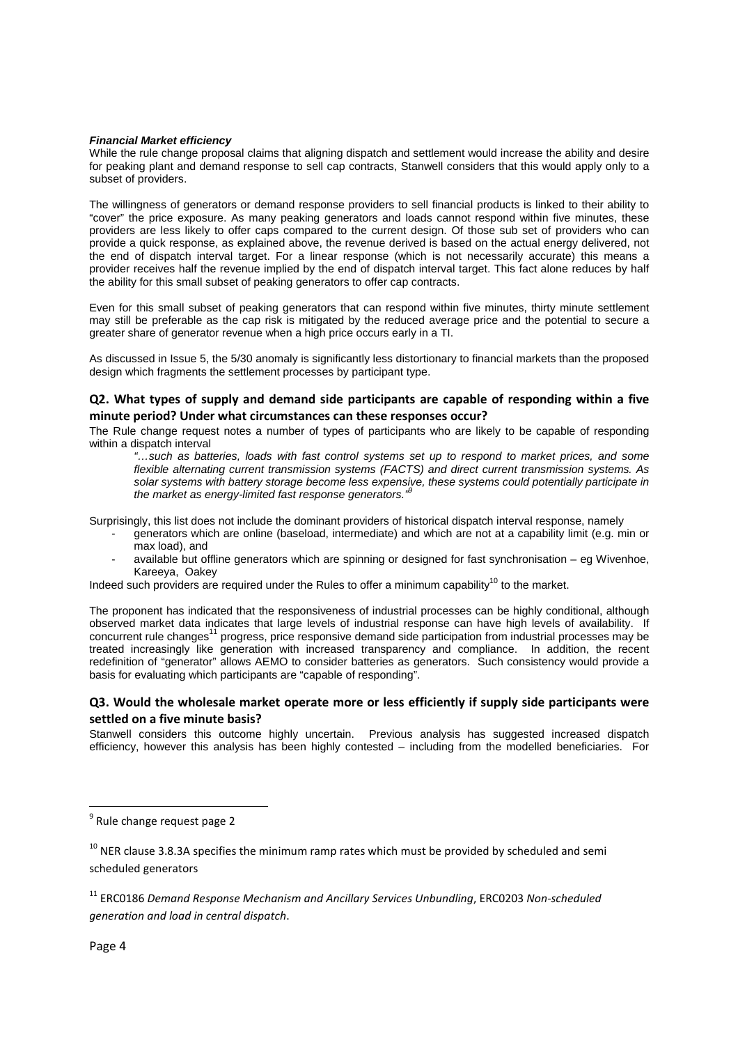***Financial Market efficiency***

While the rule change proposal claims that aligning dispatch and settlement would increase the ability and desire for peaking plant and demand response to sell cap contracts, Stanwell considers that this would apply only to a subset of providers.

The willingness of generators or demand response providers to sell financial products is linked to their ability to "cover" the price exposure. As many peaking generators and loads cannot respond within five minutes, these providers are less likely to offer caps compared to the current design. Of those sub set of providers who can provide a quick response, as explained above, the revenue derived is based on the actual energy delivered, not the end of dispatch interval target. For a linear response (which is not necessarily accurate) this means a provider receives half the revenue implied by the end of dispatch interval target. This fact alone reduces by half the ability for this small subset of peaking generators to offer cap contracts.

Even for this small subset of peaking generators that can respond within five minutes, thirty minute settlement may still be preferable as the cap risk is mitigated by the reduced average price and the potential to secure a greater share of generator revenue when a high price occurs early in a TI.

As discussed in Issue 5, the 5/30 anomaly is significantly less distortionary to financial markets than the proposed design which fragments the settlement processes by participant type.

### Q2. What types of supply and demand side participants are capable of responding within a five minute period? Under what circumstances can these responses occur?

The Rule change request notes a number of types of participants who are likely to be capable of responding within a dispatch interval

> *"…such as batteries, loads with fast control systems set up to respond to market prices, and some flexible alternating current transmission systems (FACTS) and direct current transmission systems. As solar systems with battery storage become less expensive, these systems could potentially participate in the market as energy-limited fast response generators."*[9]

Surprisingly, this list does not include the dominant providers of historical dispatch interval response, namely

- generators which are online (baseload, intermediate) and which are not at a capability limit (e.g. min or max load), and
- available but offline generators which are spinning or designed for fast synchronisation – eg Wivenhoe, Kareeya, Oakey

Indeed such providers are required under the Rules to offer a minimum capability[10] to the market.

The proponent has indicated that the responsiveness of industrial processes can be highly conditional, although observed market data indicates that large levels of industrial response can have high levels of availability. If concurrent rule changes[11] progress, price responsive demand side participation from industrial processes may be treated increasingly like generation with increased transparency and compliance. In addition, the recent redefinition of "generator" allows AEMO to consider batteries as generators. Such consistency would provide a basis for evaluating which participants are "capable of responding".

### Q3. Would the wholesale market operate more or less efficiently if supply side participants were settled on a five minute basis?

Stanwell considers this outcome highly uncertain. Previous analysis has suggested increased dispatch efficiency, however this analysis has been highly contested – including from the modelled beneficiaries. For

---

[9] Rule change request page 2

[10] NER clause 3.8.3A specifies the minimum ramp rates which must be provided by scheduled and semi scheduled generators

[11] ERC0186 *Demand Response Mechanism and Ancillary Services Unbundling*, ERC0203 *Non-scheduled generation and load in central dispatch*.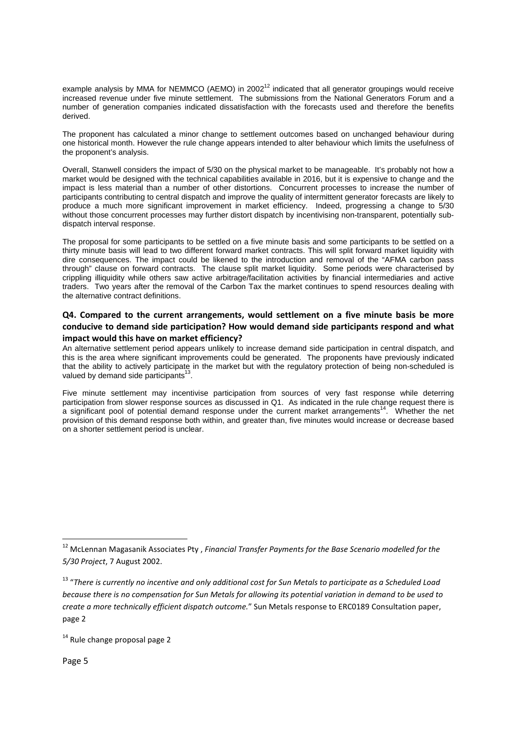example analysis by MMA for NEMMCO (AEMO) in 2002[12] indicated that all generator groupings would receive increased revenue under five minute settlement. The submissions from the National Generators Forum and a number of generation companies indicated dissatisfaction with the forecasts used and therefore the benefits derived.

The proponent has calculated a minor change to settlement outcomes based on unchanged behaviour during one historical month. However the rule change appears intended to alter behaviour which limits the usefulness of the proponent's analysis.

Overall, Stanwell considers the impact of 5/30 on the physical market to be manageable. It's probably not how a market would be designed with the technical capabilities available in 2016, but it is expensive to change and the impact is less material than a number of other distortions. Concurrent processes to increase the number of participants contributing to central dispatch and improve the quality of intermittent generator forecasts are likely to produce a much more significant improvement in market efficiency. Indeed, progressing a change to 5/30 without those concurrent processes may further distort dispatch by incentivising non-transparent, potentially sub-dispatch interval response.

The proposal for some participants to be settled on a five minute basis and some participants to be settled on a thirty minute basis will lead to two different forward market contracts. This will split forward market liquidity with dire consequences. The impact could be likened to the introduction and removal of the "AFMA carbon pass through" clause on forward contracts. The clause split market liquidity. Some periods were characterised by crippling illiquidity while others saw active arbitrage/facilitation activities by financial intermediaries and active traders. Two years after the removal of the Carbon Tax the market continues to spend resources dealing with the alternative contract definitions.

### Q4. Compared to the current arrangements, would settlement on a five minute basis be more conducive to demand side participation? How would demand side participants respond and what impact would this have on market efficiency?

An alternative settlement period appears unlikely to increase demand side participation in central dispatch, and this is the area where significant improvements could be generated. The proponents have previously indicated that the ability to actively participate in the market but with the regulatory protection of being non-scheduled is valued by demand side participants[13].

Five minute settlement may incentivise participation from sources of very fast response while deterring participation from slower response sources as discussed in Q1. As indicated in the rule change request there is a significant pool of potential demand response under the current market arrangements[14]. Whether the net provision of this demand response both within, and greater than, five minutes would increase or decrease based on a shorter settlement period is unclear.

---

[12] McLennan Magasanik Associates Pty , *Financial Transfer Payments for the Base Scenario modelled for the 5/30 Project*, 7 August 2002.

[13] "*There is currently no incentive and only additional cost for Sun Metals to participate as a Scheduled Load because there is no compensation for Sun Metals for allowing its potential variation in demand to be used to create a more technically efficient dispatch outcome.*" Sun Metals response to ERC0189 Consultation paper, page 2

[14] Rule change proposal page 2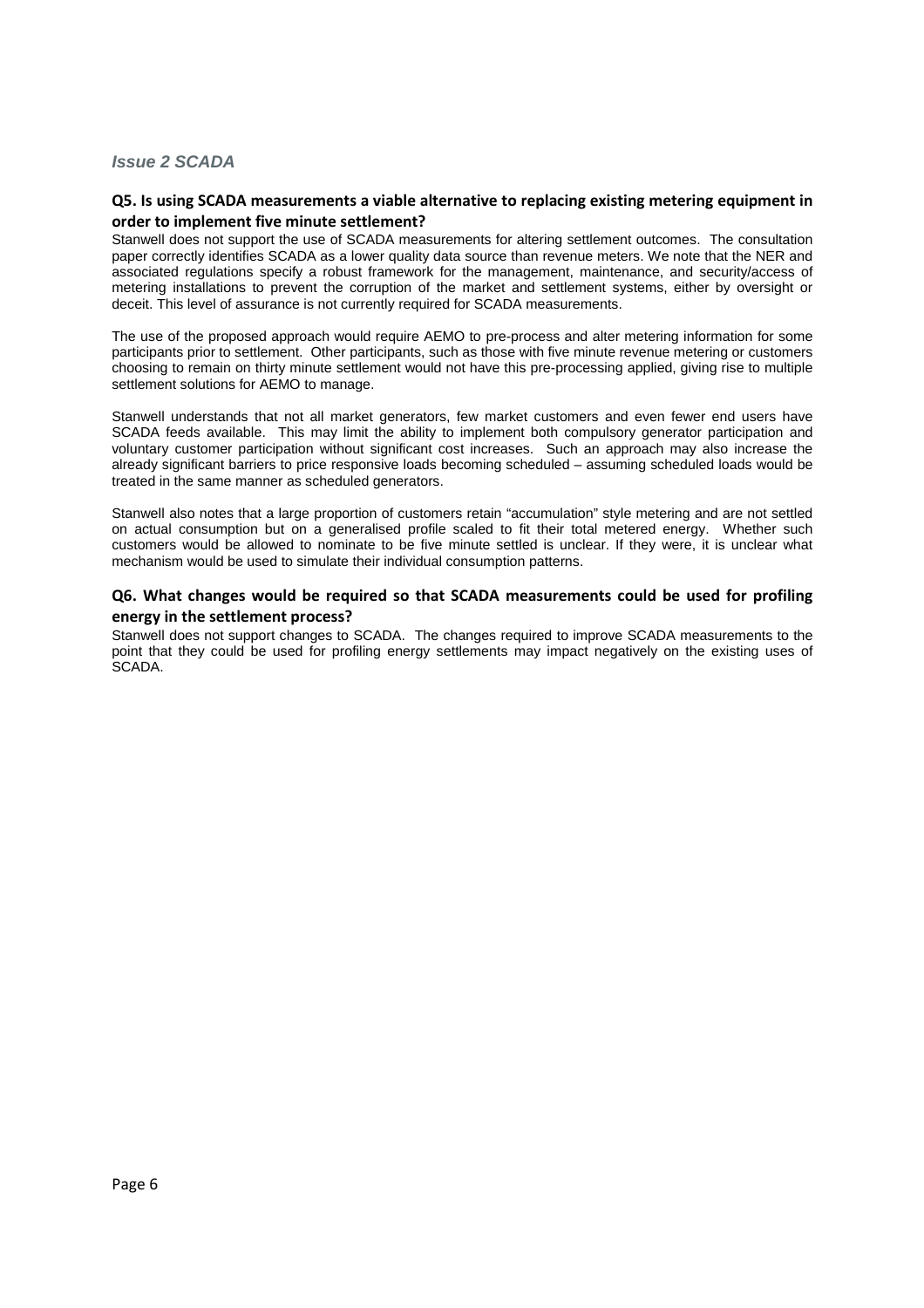### *Issue 2 SCADA*

**Q5. Is using SCADA measurements a viable alternative to replacing existing metering equipment in order to implement five minute settlement?**

Stanwell does not support the use of SCADA measurements for altering settlement outcomes. The consultation paper correctly identifies SCADA as a lower quality data source than revenue meters. We note that the NER and associated regulations specify a robust framework for the management, maintenance, and security/access of metering installations to prevent the corruption of the market and settlement systems, either by oversight or deceit. This level of assurance is not currently required for SCADA measurements.

The use of the proposed approach would require AEMO to pre-process and alter metering information for some participants prior to settlement. Other participants, such as those with five minute revenue metering or customers choosing to remain on thirty minute settlement would not have this pre-processing applied, giving rise to multiple settlement solutions for AEMO to manage.

Stanwell understands that not all market generators, few market customers and even fewer end users have SCADA feeds available. This may limit the ability to implement both compulsory generator participation and voluntary customer participation without significant cost increases. Such an approach may also increase the already significant barriers to price responsive loads becoming scheduled – assuming scheduled loads would be treated in the same manner as scheduled generators.

Stanwell also notes that a large proportion of customers retain "accumulation" style metering and are not settled on actual consumption but on a generalised profile scaled to fit their total metered energy. Whether such customers would be allowed to nominate to be five minute settled is unclear. If they were, it is unclear what mechanism would be used to simulate their individual consumption patterns.

**Q6. What changes would be required so that SCADA measurements could be used for profiling energy in the settlement process?**

Stanwell does not support changes to SCADA. The changes required to improve SCADA measurements to the point that they could be used for profiling energy settlements may impact negatively on the existing uses of SCADA.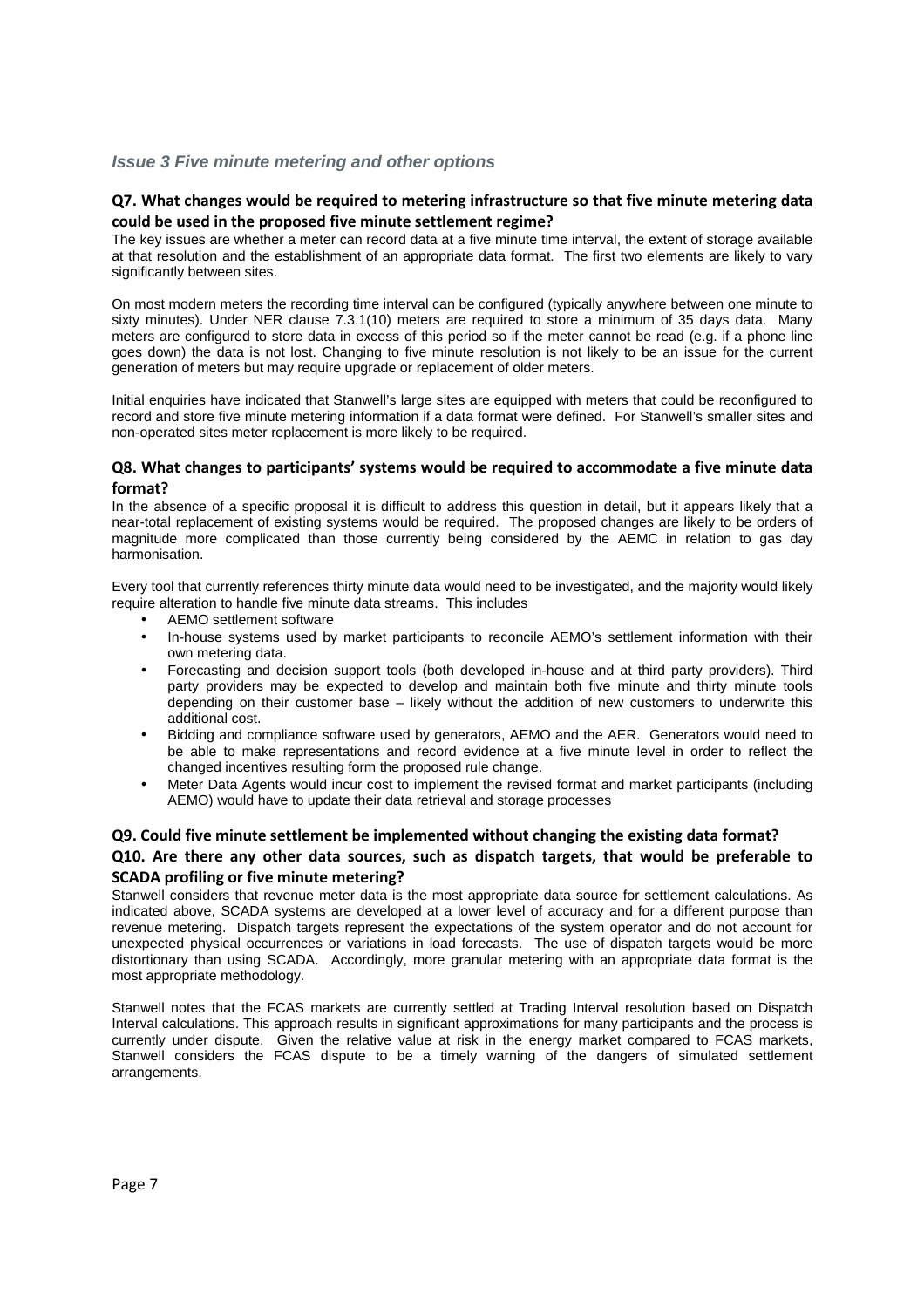### *Issue 3 Five minute metering and other options*

#### Q7. What changes would be required to metering infrastructure so that five minute metering data could be used in the proposed five minute settlement regime?

The key issues are whether a meter can record data at a five minute time interval, the extent of storage available at that resolution and the establishment of an appropriate data format. The first two elements are likely to vary significantly between sites.

On most modern meters the recording time interval can be configured (typically anywhere between one minute to sixty minutes). Under NER clause 7.3.1(10) meters are required to store a minimum of 35 days data. Many meters are configured to store data in excess of this period so if the meter cannot be read (e.g. if a phone line goes down) the data is not lost. Changing to five minute resolution is not likely to be an issue for the current generation of meters but may require upgrade or replacement of older meters.

Initial enquiries have indicated that Stanwell's large sites are equipped with meters that could be reconfigured to record and store five minute metering information if a data format were defined. For Stanwell's smaller sites and non-operated sites meter replacement is more likely to be required.

#### Q8. What changes to participants' systems would be required to accommodate a five minute data format?

In the absence of a specific proposal it is difficult to address this question in detail, but it appears likely that a near-total replacement of existing systems would be required. The proposed changes are likely to be orders of magnitude more complicated than those currently being considered by the AEMC in relation to gas day harmonisation.

Every tool that currently references thirty minute data would need to be investigated, and the majority would likely require alteration to handle five minute data streams. This includes

- AEMO settlement software
- In-house systems used by market participants to reconcile AEMO's settlement information with their own metering data.
- Forecasting and decision support tools (both developed in-house and at third party providers). Third party providers may be expected to develop and maintain both five minute and thirty minute tools depending on their customer base – likely without the addition of new customers to underwrite this additional cost.
- Bidding and compliance software used by generators, AEMO and the AER. Generators would need to be able to make representations and record evidence at a five minute level in order to reflect the changed incentives resulting form the proposed rule change.
- Meter Data Agents would incur cost to implement the revised format and market participants (including AEMO) would have to update their data retrieval and storage processes

#### Q9. Could five minute settlement be implemented without changing the existing data format?

#### Q10. Are there any other data sources, such as dispatch targets, that would be preferable to SCADA profiling or five minute metering?

Stanwell considers that revenue meter data is the most appropriate data source for settlement calculations. As indicated above, SCADA systems are developed at a lower level of accuracy and for a different purpose than revenue metering. Dispatch targets represent the expectations of the system operator and do not account for unexpected physical occurrences or variations in load forecasts. The use of dispatch targets would be more distortionary than using SCADA. Accordingly, more granular metering with an appropriate data format is the most appropriate methodology.

Stanwell notes that the FCAS markets are currently settled at Trading Interval resolution based on Dispatch Interval calculations. This approach results in significant approximations for many participants and the process is currently under dispute. Given the relative value at risk in the energy market compared to FCAS markets, Stanwell considers the FCAS dispute to be a timely warning of the dangers of simulated settlement arrangements.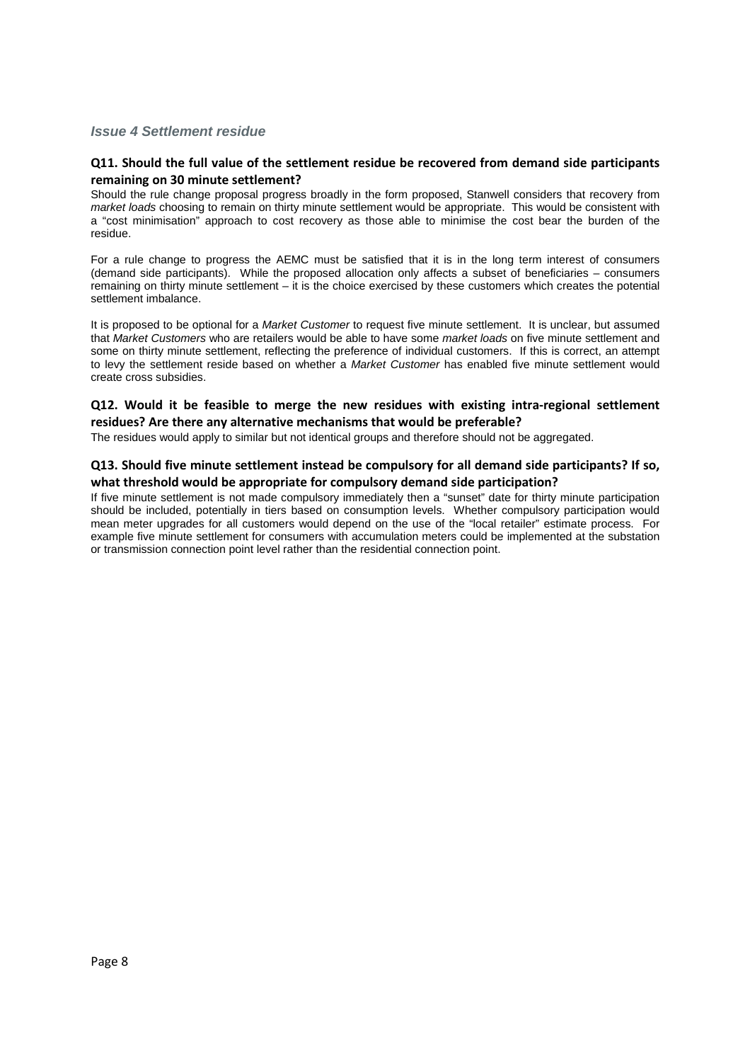### *Issue 4 Settlement residue*

**Q11. Should the full value of the settlement residue be recovered from demand side participants remaining on 30 minute settlement?**

Should the rule change proposal progress broadly in the form proposed, Stanwell considers that recovery from *market loads* choosing to remain on thirty minute settlement would be appropriate. This would be consistent with a "cost minimisation" approach to cost recovery as those able to minimise the cost bear the burden of the residue.

For a rule change to progress the AEMC must be satisfied that it is in the long term interest of consumers (demand side participants). While the proposed allocation only affects a subset of beneficiaries – consumers remaining on thirty minute settlement – it is the choice exercised by these customers which creates the potential settlement imbalance.

It is proposed to be optional for a *Market Customer* to request five minute settlement. It is unclear, but assumed that *Market Customers* who are retailers would be able to have some *market loads* on five minute settlement and some on thirty minute settlement, reflecting the preference of individual customers. If this is correct, an attempt to levy the settlement reside based on whether a *Market Customer* has enabled five minute settlement would create cross subsidies.

**Q12. Would it be feasible to merge the new residues with existing intra-regional settlement residues? Are there any alternative mechanisms that would be preferable?**

The residues would apply to similar but not identical groups and therefore should not be aggregated.

**Q13. Should five minute settlement instead be compulsory for all demand side participants? If so, what threshold would be appropriate for compulsory demand side participation?**

If five minute settlement is not made compulsory immediately then a "sunset" date for thirty minute participation should be included, potentially in tiers based on consumption levels. Whether compulsory participation would mean meter upgrades for all customers would depend on the use of the "local retailer" estimate process. For example five minute settlement for consumers with accumulation meters could be implemented at the substation or transmission connection point level rather than the residential connection point.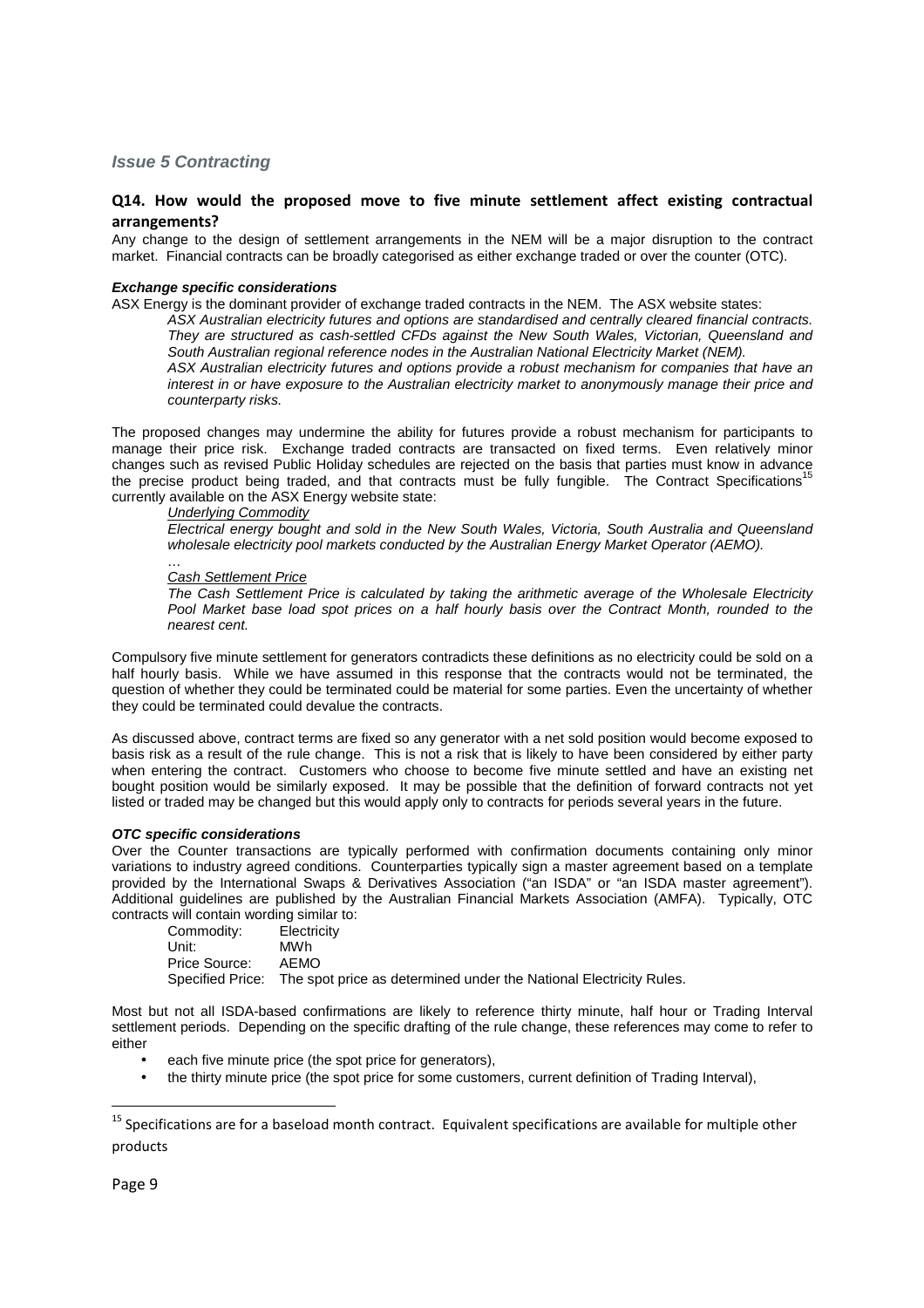### *Issue 5 Contracting*

#### Q14. How would the proposed move to five minute settlement affect existing contractual arrangements?

Any change to the design of settlement arrangements in the NEM will be a major disruption to the contract market. Financial contracts can be broadly categorised as either exchange traded or over the counter (OTC).

***Exchange specific considerations***

ASX Energy is the dominant provider of exchange traded contracts in the NEM. The ASX website states:

> *ASX Australian electricity futures and options are standardised and centrally cleared financial contracts. They are structured as cash-settled CFDs against the New South Wales, Victorian, Queensland and South Australian regional reference nodes in the Australian National Electricity Market (NEM).*
>
> *ASX Australian electricity futures and options provide a robust mechanism for companies that have an interest in or have exposure to the Australian electricity market to anonymously manage their price and counterparty risks.*

The proposed changes may undermine the ability for futures provide a robust mechanism for participants to manage their price risk. Exchange traded contracts are transacted on fixed terms. Even relatively minor changes such as revised Public Holiday schedules are rejected on the basis that parties must know in advance the precise product being traded, and that contracts must be fully fungible. The Contract Specifications[15] currently available on the ASX Energy website state:

> *Underlying Commodity*
>
> *Electrical energy bought and sold in the New South Wales, Victoria, South Australia and Queensland wholesale electricity pool markets conducted by the Australian Energy Market Operator (AEMO).*
>
> *…*
>
> *Cash Settlement Price*
>
> *The Cash Settlement Price is calculated by taking the arithmetic average of the Wholesale Electricity Pool Market base load spot prices on a half hourly basis over the Contract Month, rounded to the nearest cent.*

Compulsory five minute settlement for generators contradicts these definitions as no electricity could be sold on a half hourly basis. While we have assumed in this response that the contracts would not be terminated, the question of whether they could be terminated could be material for some parties. Even the uncertainty of whether they could be terminated could devalue the contracts.

As discussed above, contract terms are fixed so any generator with a net sold position would become exposed to basis risk as a result of the rule change. This is not a risk that is likely to have been considered by either party when entering the contract. Customers who choose to become five minute settled and have an existing net bought position would be similarly exposed. It may be possible that the definition of forward contracts not yet listed or traded may be changed but this would apply only to contracts for periods several years in the future.

***OTC specific considerations***

Over the Counter transactions are typically performed with confirmation documents containing only minor variations to industry agreed conditions. Counterparties typically sign a master agreement based on a template provided by the International Swaps & Derivatives Association ("an ISDA" or "an ISDA master agreement"). Additional guidelines are published by the Australian Financial Markets Association (AMFA). Typically, OTC contracts will contain wording similar to:

> Commodity: Electricity
> Unit: MWh
> Price Source: AEMO
> Specified Price: The spot price as determined under the National Electricity Rules.

Most but not all ISDA-based confirmations are likely to reference thirty minute, half hour or Trading Interval settlement periods. Depending on the specific drafting of the rule change, these references may come to refer to either

- each five minute price (the spot price for generators),
- the thirty minute price (the spot price for some customers, current definition of Trading Interval),

---

[15] Specifications are for a baseload month contract. Equivalent specifications are available for multiple other products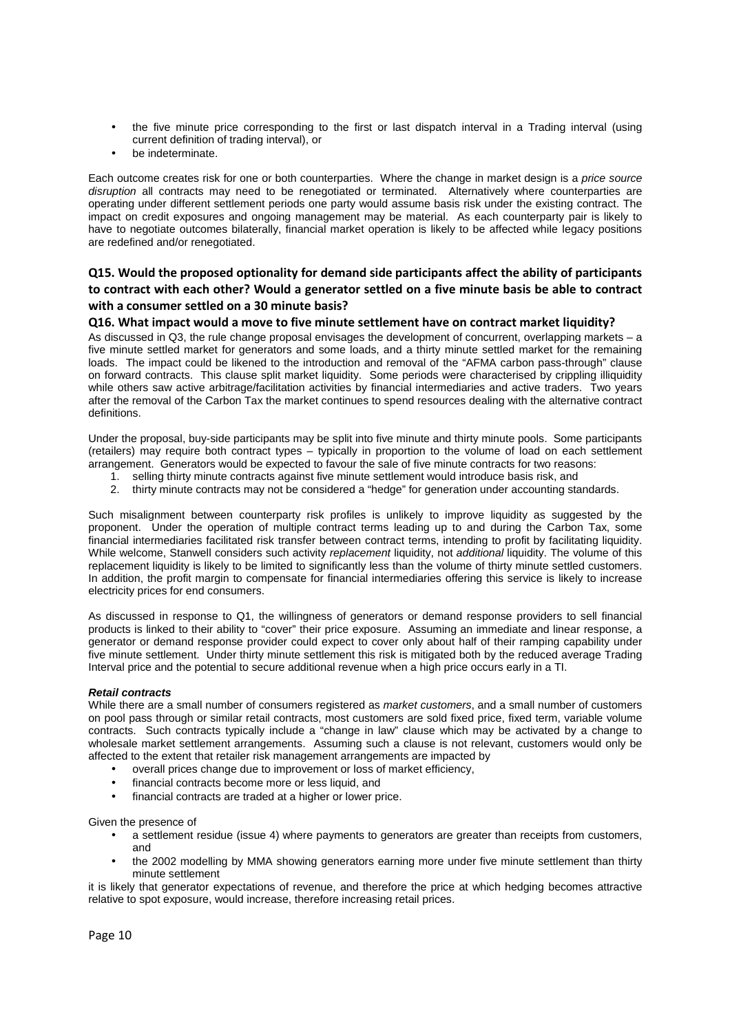- the five minute price corresponding to the first or last dispatch interval in a Trading interval (using current definition of trading interval), or
- be indeterminate.

Each outcome creates risk for one or both counterparties. Where the change in market design is a *price source disruption* all contracts may need to be renegotiated or terminated. Alternatively where counterparties are operating under different settlement periods one party would assume basis risk under the existing contract. The impact on credit exposures and ongoing management may be material. As each counterparty pair is likely to have to negotiate outcomes bilaterally, financial market operation is likely to be affected while legacy positions are redefined and/or renegotiated.

### Q15. Would the proposed optionality for demand side participants affect the ability of participants to contract with each other? Would a generator settled on a five minute basis be able to contract with a consumer settled on a 30 minute basis?

### Q16. What impact would a move to five minute settlement have on contract market liquidity?

As discussed in Q3, the rule change proposal envisages the development of concurrent, overlapping markets – a five minute settled market for generators and some loads, and a thirty minute settled market for the remaining loads. The impact could be likened to the introduction and removal of the "AFMA carbon pass-through" clause on forward contracts. This clause split market liquidity. Some periods were characterised by crippling illiquidity while others saw active arbitrage/facilitation activities by financial intermediaries and active traders. Two years after the removal of the Carbon Tax the market continues to spend resources dealing with the alternative contract definitions.

Under the proposal, buy-side participants may be split into five minute and thirty minute pools. Some participants (retailers) may require both contract types – typically in proportion to the volume of load on each settlement arrangement. Generators would be expected to favour the sale of five minute contracts for two reasons:

1. selling thirty minute contracts against five minute settlement would introduce basis risk, and
2. thirty minute contracts may not be considered a "hedge" for generation under accounting standards.

Such misalignment between counterparty risk profiles is unlikely to improve liquidity as suggested by the proponent. Under the operation of multiple contract terms leading up to and during the Carbon Tax, some financial intermediaries facilitated risk transfer between contract terms, intending to profit by facilitating liquidity. While welcome, Stanwell considers such activity *replacement* liquidity, not *additional* liquidity. The volume of this replacement liquidity is likely to be limited to significantly less than the volume of thirty minute settled customers. In addition, the profit margin to compensate for financial intermediaries offering this service is likely to increase electricity prices for end consumers.

As discussed in response to Q1, the willingness of generators or demand response providers to sell financial products is linked to their ability to "cover" their price exposure. Assuming an immediate and linear response, a generator or demand response provider could expect to cover only about half of their ramping capability under five minute settlement. Under thirty minute settlement this risk is mitigated both by the reduced average Trading Interval price and the potential to secure additional revenue when a high price occurs early in a TI.

#### ***Retail contracts***

While there are a small number of consumers registered as *market customers*, and a small number of customers on pool pass through or similar retail contracts, most customers are sold fixed price, fixed term, variable volume contracts. Such contracts typically include a "change in law" clause which may be activated by a change to wholesale market settlement arrangements. Assuming such a clause is not relevant, customers would only be affected to the extent that retailer risk management arrangements are impacted by

- overall prices change due to improvement or loss of market efficiency,
- financial contracts become more or less liquid, and
- financial contracts are traded at a higher or lower price.

Given the presence of

- a settlement residue (issue 4) where payments to generators are greater than receipts from customers, and
- the 2002 modelling by MMA showing generators earning more under five minute settlement than thirty minute settlement

it is likely that generator expectations of revenue, and therefore the price at which hedging becomes attractive relative to spot exposure, would increase, therefore increasing retail prices.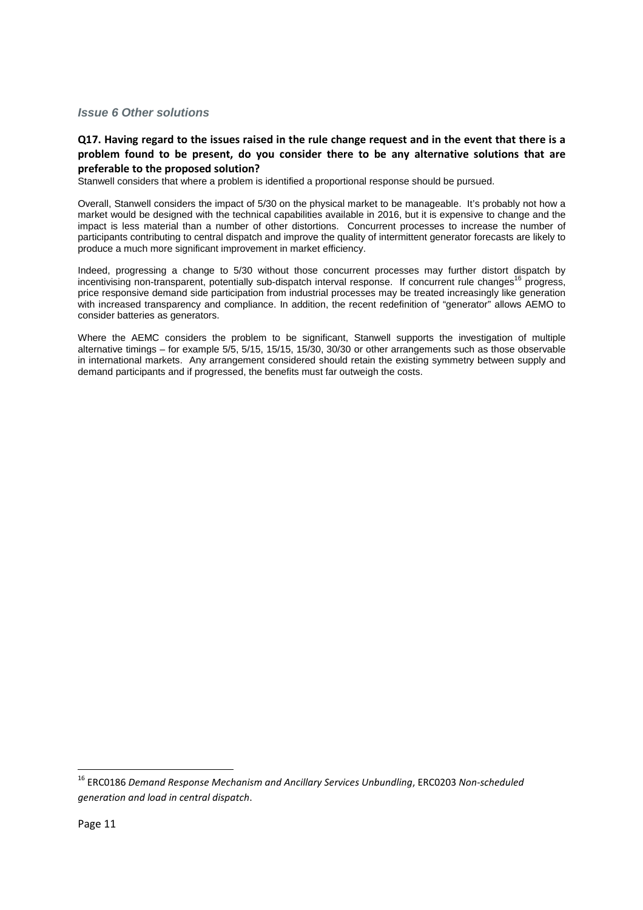### *Issue 6 Other solutions*

**Q17. Having regard to the issues raised in the rule change request and in the event that there is a problem found to be present, do you consider there to be any alternative solutions that are preferable to the proposed solution?**

Stanwell considers that where a problem is identified a proportional response should be pursued.

Overall, Stanwell considers the impact of 5/30 on the physical market to be manageable. It's probably not how a market would be designed with the technical capabilities available in 2016, but it is expensive to change and the impact is less material than a number of other distortions. Concurrent processes to increase the number of participants contributing to central dispatch and improve the quality of intermittent generator forecasts are likely to produce a much more significant improvement in market efficiency.

Indeed, progressing a change to 5/30 without those concurrent processes may further distort dispatch by incentivising non-transparent, potentially sub-dispatch interval response. If concurrent rule changes[16] progress, price responsive demand side participation from industrial processes may be treated increasingly like generation with increased transparency and compliance. In addition, the recent redefinition of "generator" allows AEMO to consider batteries as generators.

Where the AEMC considers the problem to be significant, Stanwell supports the investigation of multiple alternative timings – for example 5/5, 5/15, 15/15, 15/30, 30/30 or other arrangements such as those observable in international markets. Any arrangement considered should retain the existing symmetry between supply and demand participants and if progressed, the benefits must far outweigh the costs.

---

[16] ERC0186 *Demand Response Mechanism and Ancillary Services Unbundling*, ERC0203 *Non-scheduled generation and load in central dispatch*.